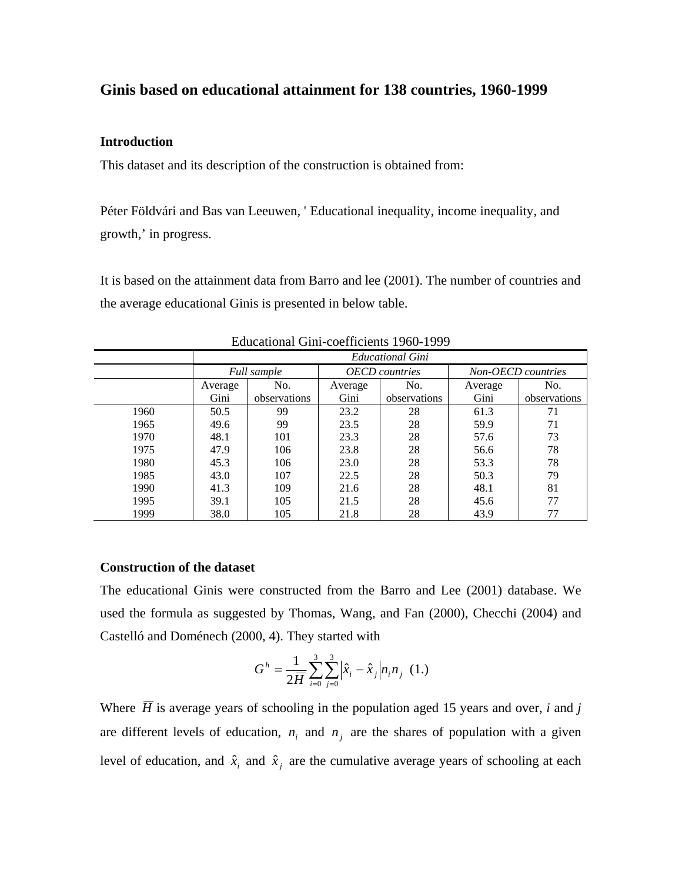# Ginis based on educational attainment for 138 countries, 1960-1999

### Introduction

This dataset and its description of the construction is obtained from:

Péter Földvári and Bas van Leeuwen, ' Educational inequality, income inequality, and growth,' in progress.

It is based on the attainment data from Barro and lee (2001). The number of countries and the average educational Ginis is presented in below table.

Educational Gini-coefficients 1960-1999

| | *Educational Gini* | | | | | |
|---|---|---|---|---|---|---|
| | *Full sample* | | *OECD countries* | | *Non-OECD countries* | |
| | Average Gini | No. observations | Average Gini | No. observations | Average Gini | No. observations |
| 1960 | 50.5 | 99 | 23.2 | 28 | 61.3 | 71 |
| 1965 | 49.6 | 99 | 23.5 | 28 | 59.9 | 71 |
| 1970 | 48.1 | 101 | 23.3 | 28 | 57.6 | 73 |
| 1975 | 47.9 | 106 | 23.8 | 28 | 56.6 | 78 |
| 1980 | 45.3 | 106 | 23.0 | 28 | 53.3 | 78 |
| 1985 | 43.0 | 107 | 22.5 | 28 | 50.3 | 79 |
| 1990 | 41.3 | 109 | 21.6 | 28 | 48.1 | 81 |
| 1995 | 39.1 | 105 | 21.5 | 28 | 45.6 | 77 |
| 1999 | 38.0 | 105 | 21.8 | 28 | 43.9 | 77 |

### Construction of the dataset

The educational Ginis were constructed from the Barro and Lee (2001) database. We used the formula as suggested by Thomas, Wang, and Fan (2000), Checchi (2004) and Castelló and Doménech (2000, 4). They started with

$$G^h = \frac{1}{2\overline{H}} \sum_{i=0}^{3} \sum_{j=0}^{3} \left| \hat{x}_i - \hat{x}_j \right| n_i n_j \quad (1.)$$

Where $\overline{H}$ is average years of schooling in the population aged 15 years and over, *i* and *j* are different levels of education, $n_i$ and $n_j$ are the shares of population with a given level of education, and $\hat{x}_i$ and $\hat{x}_j$ are the cumulative average years of schooling at each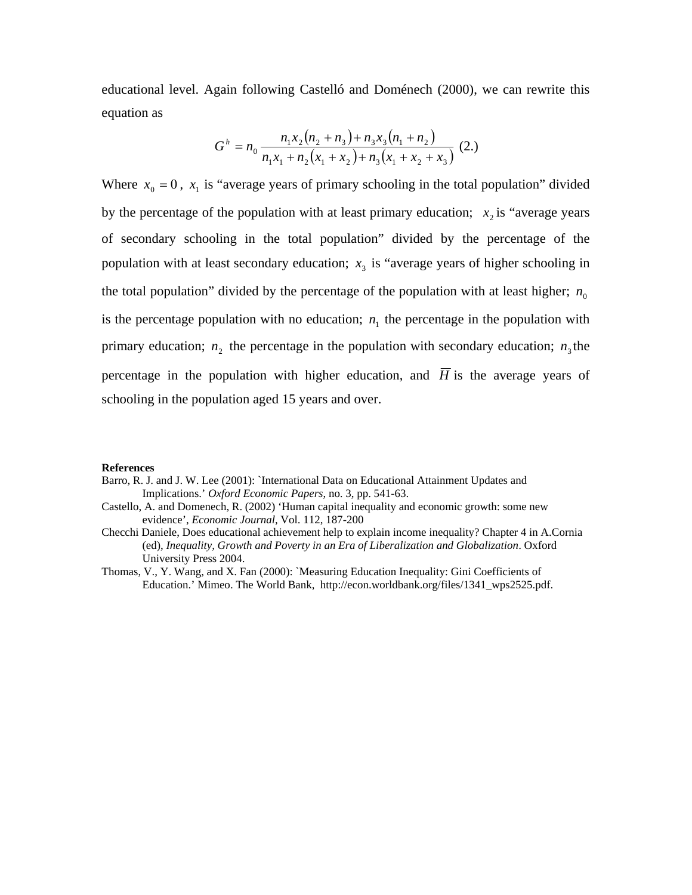educational level. Again following Castelló and Doménech (2000), we can rewrite this equation as

$$G^h = n_0 \frac{n_1 x_2 (n_2 + n_3) + n_3 x_3 (n_1 + n_2)}{n_1 x_1 + n_2 (x_1 + x_2) + n_3 (x_1 + x_2 + x_3)} \quad (2.)$$

Where $x_0 = 0$, $x_1$ is "average years of primary schooling in the total population" divided by the percentage of the population with at least primary education; $x_2$ is "average years of secondary schooling in the total population" divided by the percentage of the population with at least secondary education; $x_3$ is "average years of higher schooling in the total population" divided by the percentage of the population with at least higher; $n_0$ is the percentage population with no education; $n_1$ the percentage in the population with primary education; $n_2$ the percentage in the population with secondary education; $n_3$ the percentage in the population with higher education, and $\overline{H}$ is the average years of schooling in the population aged 15 years and over.

**References**

Barro, R. J. and J. W. Lee (2001): `International Data on Educational Attainment Updates and Implications.' *Oxford Economic Papers*, no. 3, pp. 541-63.

Castello, A. and Domenech, R. (2002) 'Human capital inequality and economic growth: some new evidence', *Economic Journal*, Vol. 112, 187-200

Checchi Daniele, Does educational achievement help to explain income inequality? Chapter 4 in A.Cornia (ed), *Inequality, Growth and Poverty in an Era of Liberalization and Globalization*. Oxford University Press 2004.

Thomas, V., Y. Wang, and X. Fan (2000): `Measuring Education Inequality: Gini Coefficients of Education.' Mimeo. The World Bank, http://econ.worldbank.org/files/1341_wps2525.pdf.